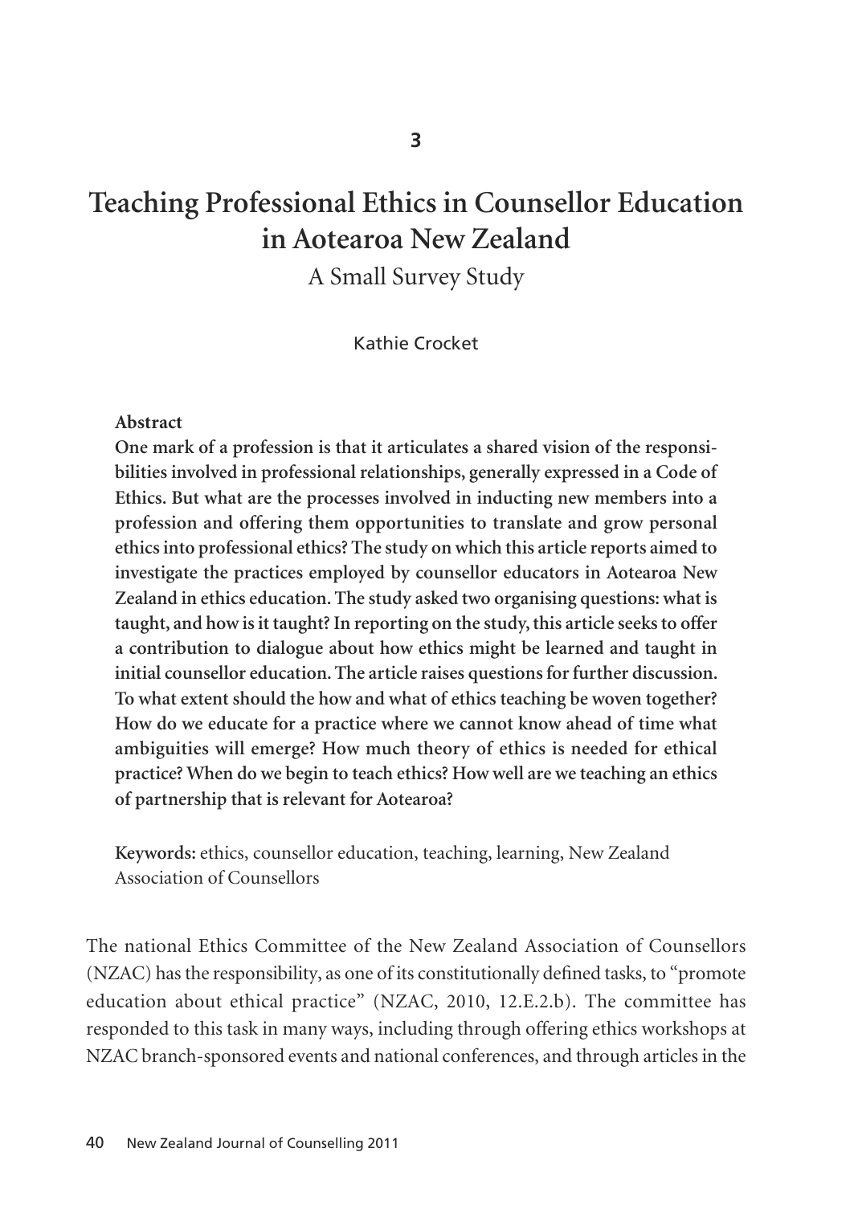# Teaching Professional Ethics in Counsellor Education in Aotearoa New Zealand

## A Small Survey Study

Kathie Crocket

**Abstract**

**One mark of a profession is that it articulates a shared vision of the responsibilities involved in professional relationships, generally expressed in a Code of Ethics. But what are the processes involved in inducting new members into a profession and offering them opportunities to translate and grow personal ethics into professional ethics? The study on which this article reports aimed to investigate the practices employed by counsellor educators in Aotearoa New Zealand in ethics education. The study asked two organising questions: what is taught, and how is it taught? In reporting on the study, this article seeks to offer a contribution to dialogue about how ethics might be learned and taught in initial counsellor education. The article raises questions for further discussion. To what extent should the how and what of ethics teaching be woven together? How do we educate for a practice where we cannot know ahead of time what ambiguities will emerge? How much theory of ethics is needed for ethical practice? When do we begin to teach ethics? How well are we teaching an ethics of partnership that is relevant for Aotearoa?**

**Keywords:** ethics, counsellor education, teaching, learning, New Zealand Association of Counsellors

The national Ethics Committee of the New Zealand Association of Counsellors (NZAC) has the responsibility, as one of its constitutionally defined tasks, to "promote education about ethical practice" (NZAC, 2010, 12.E.2.b). The committee has responded to this task in many ways, including through offering ethics workshops at NZAC branch-sponsored events and national conferences, and through articles in the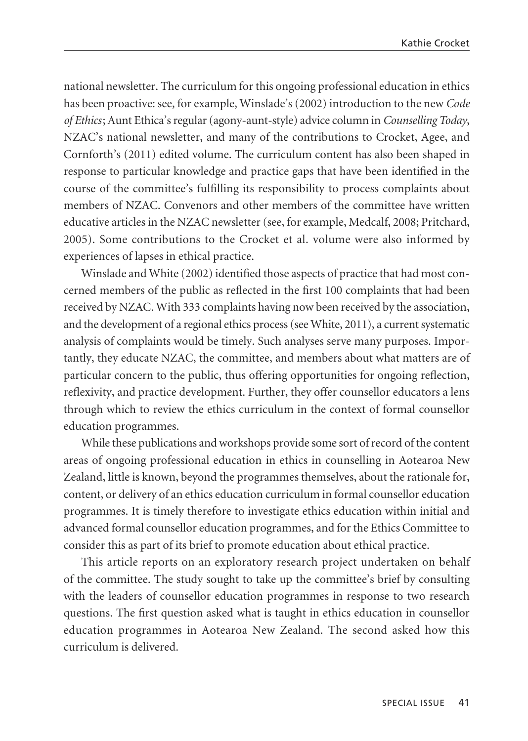national newsletter. The curriculum for this ongoing professional education in ethics has been proactive: see, for example, Winslade's (2002) introduction to the new *Code of Ethics*; Aunt Ethica's regular (agony-aunt-style) advice column in *Counselling Today*, NZAC's national newsletter, and many of the contributions to Crocket, Agee, and Cornforth's (2011) edited volume. The curriculum content has also been shaped in response to particular knowledge and practice gaps that have been identified in the course of the committee's fulfilling its responsibility to process complaints about members of NZAC. Convenors and other members of the committee have written educative articles in the NZAC newsletter (see, for example, Medcalf, 2008; Pritchard, 2005). Some contributions to the Crocket et al. volume were also informed by experiences of lapses in ethical practice.

Winslade and White (2002) identified those aspects of practice that had most concerned members of the public as reflected in the first 100 complaints that had been received by NZAC. With 333 complaints having now been received by the association, and the development of a regional ethics process (see White, 2011), a current systematic analysis of complaints would be timely. Such analyses serve many purposes. Importantly, they educate NZAC, the committee, and members about what matters are of particular concern to the public, thus offering opportunities for ongoing reflection, reflexivity, and practice development. Further, they offer counsellor educators a lens through which to review the ethics curriculum in the context of formal counsellor education programmes.

While these publications and workshops provide some sort of record of the content areas of ongoing professional education in ethics in counselling in Aotearoa New Zealand, little is known, beyond the programmes themselves, about the rationale for, content, or delivery of an ethics education curriculum in formal counsellor education programmes. It is timely therefore to investigate ethics education within initial and advanced formal counsellor education programmes, and for the Ethics Committee to consider this as part of its brief to promote education about ethical practice.

This article reports on an exploratory research project undertaken on behalf of the committee. The study sought to take up the committee's brief by consulting with the leaders of counsellor education programmes in response to two research questions. The first question asked what is taught in ethics education in counsellor education programmes in Aotearoa New Zealand. The second asked how this curriculum is delivered.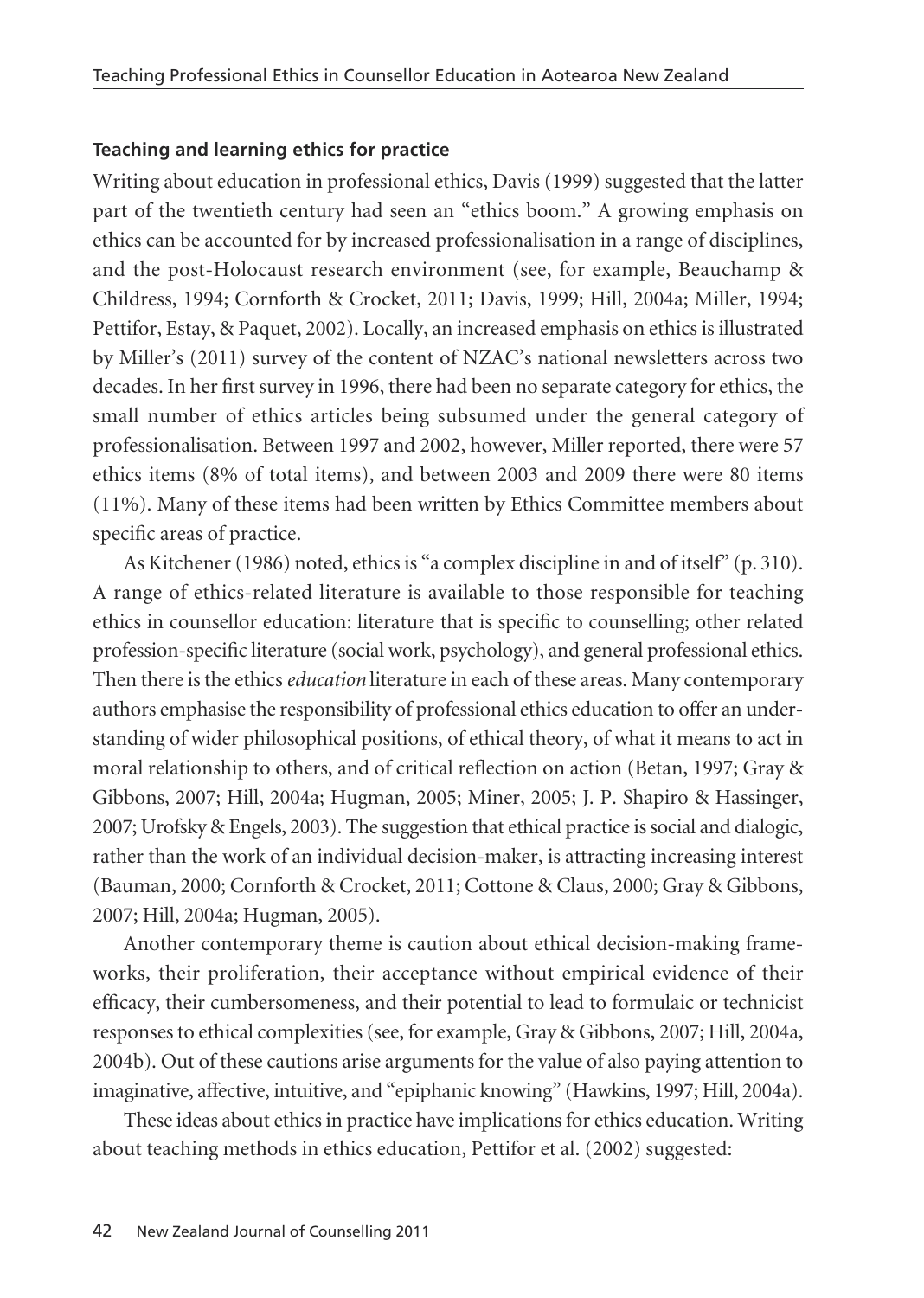### Teaching and learning ethics for practice

Writing about education in professional ethics, Davis (1999) suggested that the latter part of the twentieth century had seen an "ethics boom." A growing emphasis on ethics can be accounted for by increased professionalisation in a range of disciplines, and the post-Holocaust research environment (see, for example, Beauchamp & Childress, 1994; Cornforth & Crocket, 2011; Davis, 1999; Hill, 2004a; Miller, 1994; Pettifor, Estay, & Paquet, 2002). Locally, an increased emphasis on ethics is illustrated by Miller's (2011) survey of the content of NZAC's national newsletters across two decades. In her first survey in 1996, there had been no separate category for ethics, the small number of ethics articles being subsumed under the general category of professionalisation. Between 1997 and 2002, however, Miller reported, there were 57 ethics items (8% of total items), and between 2003 and 2009 there were 80 items (11%). Many of these items had been written by Ethics Committee members about specific areas of practice.

As Kitchener (1986) noted, ethics is "a complex discipline in and of itself" (p. 310). A range of ethics-related literature is available to those responsible for teaching ethics in counsellor education: literature that is specific to counselling; other related profession-specific literature (social work, psychology), and general professional ethics. Then there is the ethics *education* literature in each of these areas. Many contemporary authors emphasise the responsibility of professional ethics education to offer an understanding of wider philosophical positions, of ethical theory, of what it means to act in moral relationship to others, and of critical reflection on action (Betan, 1997; Gray & Gibbons, 2007; Hill, 2004a; Hugman, 2005; Miner, 2005; J. P. Shapiro & Hassinger, 2007; Urofsky & Engels, 2003). The suggestion that ethical practice is social and dialogic, rather than the work of an individual decision-maker, is attracting increasing interest (Bauman, 2000; Cornforth & Crocket, 2011; Cottone & Claus, 2000; Gray & Gibbons, 2007; Hill, 2004a; Hugman, 2005).

Another contemporary theme is caution about ethical decision-making frameworks, their proliferation, their acceptance without empirical evidence of their efficacy, their cumbersomeness, and their potential to lead to formulaic or technicist responses to ethical complexities (see, for example, Gray & Gibbons, 2007; Hill, 2004a, 2004b). Out of these cautions arise arguments for the value of also paying attention to imaginative, affective, intuitive, and "epiphanic knowing" (Hawkins, 1997; Hill, 2004a).

These ideas about ethics in practice have implications for ethics education. Writing about teaching methods in ethics education, Pettifor et al. (2002) suggested: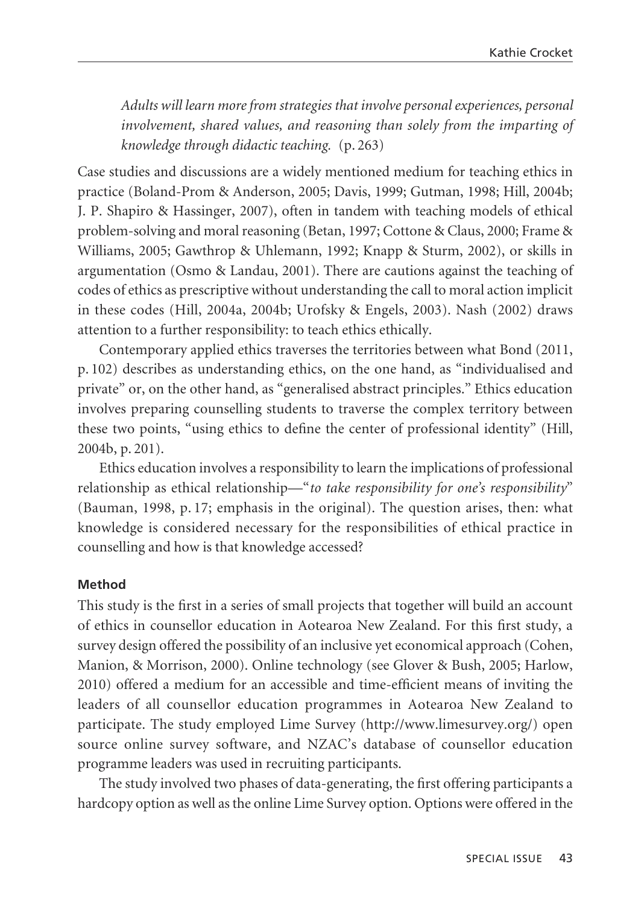> *Adults will learn more from strategies that involve personal experiences, personal involvement, shared values, and reasoning than solely from the imparting of knowledge through didactic teaching.* (p. 263)

Case studies and discussions are a widely mentioned medium for teaching ethics in practice (Boland-Prom & Anderson, 2005; Davis, 1999; Gutman, 1998; Hill, 2004b; J. P. Shapiro & Hassinger, 2007), often in tandem with teaching models of ethical problem-solving and moral reasoning (Betan, 1997; Cottone & Claus, 2000; Frame & Williams, 2005; Gawthrop & Uhlemann, 1992; Knapp & Sturm, 2002), or skills in argumentation (Osmo & Landau, 2001). There are cautions against the teaching of codes of ethics as prescriptive without understanding the call to moral action implicit in these codes (Hill, 2004a, 2004b; Urofsky & Engels, 2003). Nash (2002) draws attention to a further responsibility: to teach ethics ethically.

Contemporary applied ethics traverses the territories between what Bond (2011, p. 102) describes as understanding ethics, on the one hand, as "individualised and private" or, on the other hand, as "generalised abstract principles." Ethics education involves preparing counselling students to traverse the complex territory between these two points, "using ethics to define the center of professional identity" (Hill, 2004b, p. 201).

Ethics education involves a responsibility to learn the implications of professional relationship as ethical relationship—"*to take responsibility for one's responsibility*" (Bauman, 1998, p. 17; emphasis in the original). The question arises, then: what knowledge is considered necessary for the responsibilities of ethical practice in counselling and how is that knowledge accessed?

**Method**

This study is the first in a series of small projects that together will build an account of ethics in counsellor education in Aotearoa New Zealand. For this first study, a survey design offered the possibility of an inclusive yet economical approach (Cohen, Manion, & Morrison, 2000). Online technology (see Glover & Bush, 2005; Harlow, 2010) offered a medium for an accessible and time-efficient means of inviting the leaders of all counsellor education programmes in Aotearoa New Zealand to participate. The study employed Lime Survey (http://www.limesurvey.org/) open source online survey software, and NZAC's database of counsellor education programme leaders was used in recruiting participants.

The study involved two phases of data-generating, the first offering participants a hardcopy option as well as the online Lime Survey option. Options were offered in the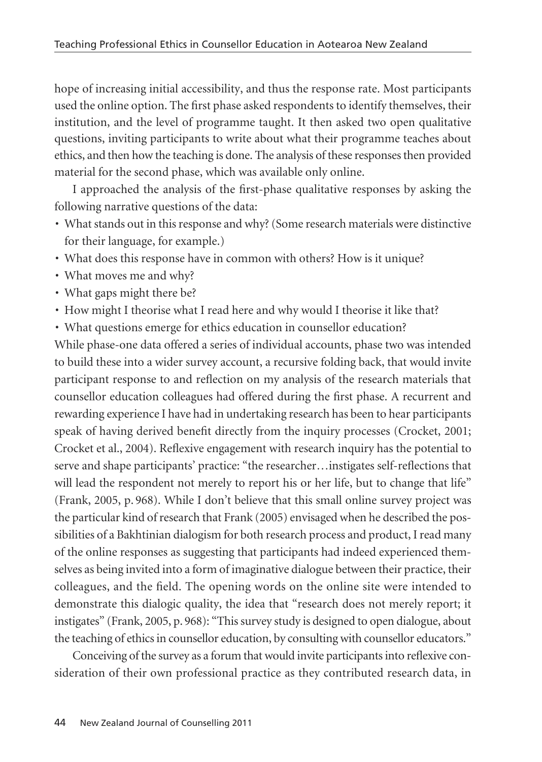hope of increasing initial accessibility, and thus the response rate. Most participants used the online option. The first phase asked respondents to identify themselves, their institution, and the level of programme taught. It then asked two open qualitative questions, inviting participants to write about what their programme teaches about ethics, and then how the teaching is done. The analysis of these responses then provided material for the second phase, which was available only online.

I approached the analysis of the first-phase qualitative responses by asking the following narrative questions of the data:

- What stands out in this response and why? (Some research materials were distinctive for their language, for example.)
- What does this response have in common with others? How is it unique?
- What moves me and why?
- What gaps might there be?
- How might I theorise what I read here and why would I theorise it like that?
- What questions emerge for ethics education in counsellor education?

While phase-one data offered a series of individual accounts, phase two was intended to build these into a wider survey account, a recursive folding back, that would invite participant response to and reflection on my analysis of the research materials that counsellor education colleagues had offered during the first phase. A recurrent and rewarding experience I have had in undertaking research has been to hear participants speak of having derived benefit directly from the inquiry processes (Crocket, 2001; Crocket et al., 2004). Reflexive engagement with research inquiry has the potential to serve and shape participants' practice: "the researcher…instigates self-reflections that will lead the respondent not merely to report his or her life, but to change that life" (Frank, 2005, p. 968). While I don't believe that this small online survey project was the particular kind of research that Frank (2005) envisaged when he described the possibilities of a Bakhtinian dialogism for both research process and product, I read many of the online responses as suggesting that participants had indeed experienced themselves as being invited into a form of imaginative dialogue between their practice, their colleagues, and the field. The opening words on the online site were intended to demonstrate this dialogic quality, the idea that "research does not merely report; it instigates" (Frank, 2005, p. 968): "This survey study is designed to open dialogue, about the teaching of ethics in counsellor education, by consulting with counsellor educators."

Conceiving of the survey as a forum that would invite participants into reflexive consideration of their own professional practice as they contributed research data, in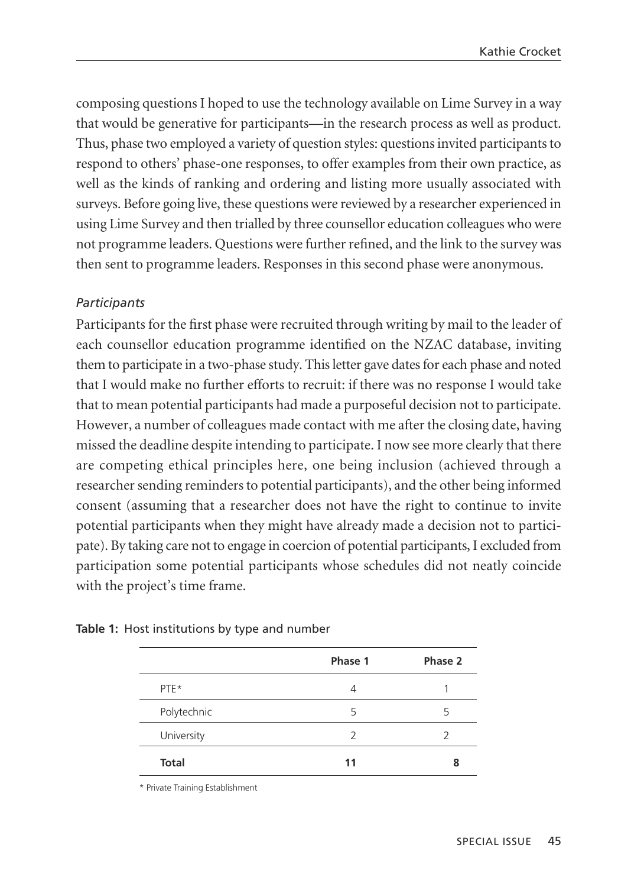composing questions I hoped to use the technology available on Lime Survey in a way that would be generative for participants—in the research process as well as product. Thus, phase two employed a variety of question styles: questions invited participants to respond to others' phase-one responses, to offer examples from their own practice, as well as the kinds of ranking and ordering and listing more usually associated with surveys. Before going live, these questions were reviewed by a researcher experienced in using Lime Survey and then trialled by three counsellor education colleagues who were not programme leaders. Questions were further refined, and the link to the survey was then sent to programme leaders. Responses in this second phase were anonymous.

*Participants*

Participants for the first phase were recruited through writing by mail to the leader of each counsellor education programme identified on the NZAC database, inviting them to participate in a two-phase study. This letter gave dates for each phase and noted that I would make no further efforts to recruit: if there was no response I would take that to mean potential participants had made a purposeful decision not to participate. However, a number of colleagues made contact with me after the closing date, having missed the deadline despite intending to participate. I now see more clearly that there are competing ethical principles here, one being inclusion (achieved through a researcher sending reminders to potential participants), and the other being informed consent (assuming that a researcher does not have the right to continue to invite potential participants when they might have already made a decision not to participate). By taking care not to engage in coercion of potential participants, I excluded from participation some potential participants whose schedules did not neatly coincide with the project's time frame.

**Table 1:** Host institutions by type and number

| | Phase 1 | Phase 2 |
|---|---|---|
| PTE* | 4 | 1 |
| Polytechnic | 5 | 5 |
| University | 2 | 2 |
| **Total** | **11** | **8** |

\* Private Training Establishment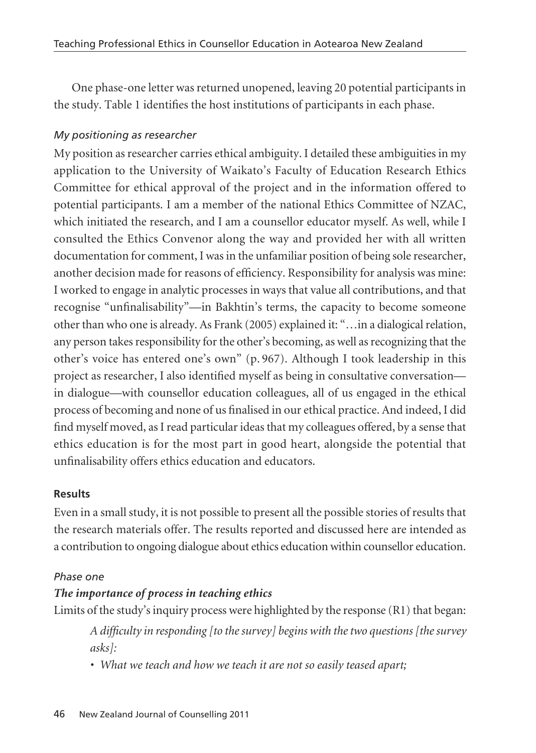One phase-one letter was returned unopened, leaving 20 potential participants in the study. Table 1 identifies the host institutions of participants in each phase.

### *My positioning as researcher*

My position as researcher carries ethical ambiguity. I detailed these ambiguities in my application to the University of Waikato's Faculty of Education Research Ethics Committee for ethical approval of the project and in the information offered to potential participants. I am a member of the national Ethics Committee of NZAC, which initiated the research, and I am a counsellor educator myself. As well, while I consulted the Ethics Convenor along the way and provided her with all written documentation for comment, I was in the unfamiliar position of being sole researcher, another decision made for reasons of efficiency. Responsibility for analysis was mine: I worked to engage in analytic processes in ways that value all contributions, and that recognise "unfinalisability"—in Bakhtin's terms, the capacity to become someone other than who one is already. As Frank (2005) explained it: "…in a dialogical relation, any person takes responsibility for the other's becoming, as well as recognizing that the other's voice has entered one's own" (p. 967). Although I took leadership in this project as researcher, I also identified myself as being in consultative conversation—in dialogue—with counsellor education colleagues, all of us engaged in the ethical process of becoming and none of us finalised in our ethical practice. And indeed, I did find myself moved, as I read particular ideas that my colleagues offered, by a sense that ethics education is for the most part in good heart, alongside the potential that unfinalisability offers ethics education and educators.

## **Results**

Even in a small study, it is not possible to present all the possible stories of results that the research materials offer. The results reported and discussed here are intended as a contribution to ongoing dialogue about ethics education within counsellor education.

### *Phase one*

#### ***The importance of process in teaching ethics***

Limits of the study's inquiry process were highlighted by the response (R1) that began:

> *A difficulty in responding [to the survey] begins with the two questions [the survey asks]:*
>
> - *What we teach and how we teach it are not so easily teased apart;*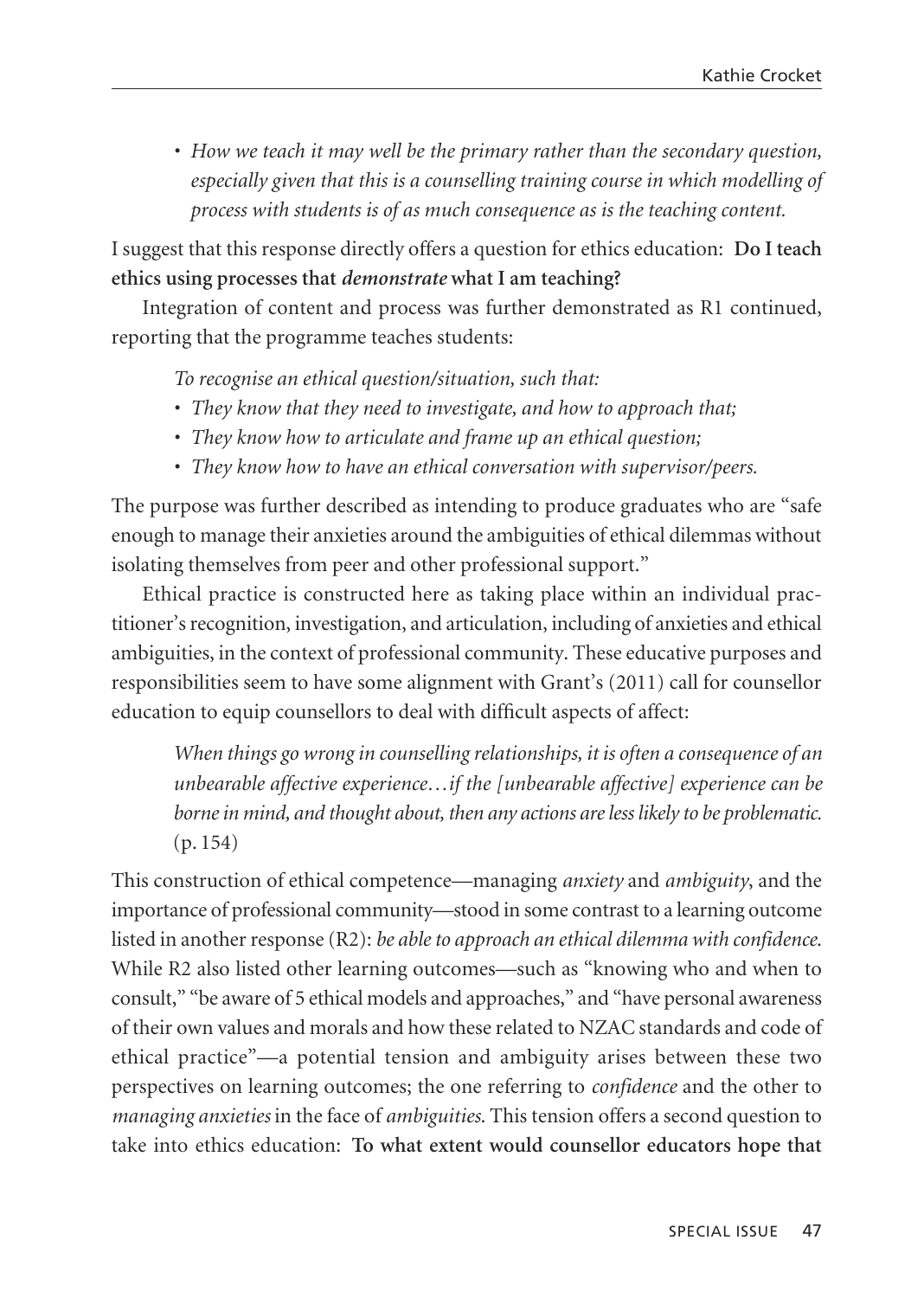- *How we teach it may well be the primary rather than the secondary question, especially given that this is a counselling training course in which modelling of process with students is of as much consequence as is the teaching content.*

I suggest that this response directly offers a question for ethics education: **Do I teach ethics using processes that *demonstrate* what I am teaching?**

Integration of content and process was further demonstrated as R1 continued, reporting that the programme teaches students:

> *To recognise an ethical question/situation, such that:*
> - *They know that they need to investigate, and how to approach that;*
> - *They know how to articulate and frame up an ethical question;*
> - *They know how to have an ethical conversation with supervisor/peers.*

The purpose was further described as intending to produce graduates who are "safe enough to manage their anxieties around the ambiguities of ethical dilemmas without isolating themselves from peer and other professional support."

Ethical practice is constructed here as taking place within an individual practitioner's recognition, investigation, and articulation, including of anxieties and ethical ambiguities, in the context of professional community. These educative purposes and responsibilities seem to have some alignment with Grant's (2011) call for counsellor education to equip counsellors to deal with difficult aspects of affect:

> *When things go wrong in counselling relationships, it is often a consequence of an unbearable affective experience…if the [unbearable affective] experience can be borne in mind, and thought about, then any actions are less likely to be problematic.* (p. 154)

This construction of ethical competence—managing *anxiety* and *ambiguity*, and the importance of professional community—stood in some contrast to a learning outcome listed in another response (R2): *be able to approach an ethical dilemma with confidence.* While R2 also listed other learning outcomes—such as "knowing who and when to consult," "be aware of 5 ethical models and approaches," and "have personal awareness of their own values and morals and how these related to NZAC standards and code of ethical practice"—a potential tension and ambiguity arises between these two perspectives on learning outcomes; the one referring to *confidence* and the other to *managing anxieties* in the face of *ambiguities.* This tension offers a second question to take into ethics education: **To what extent would counsellor educators hope that**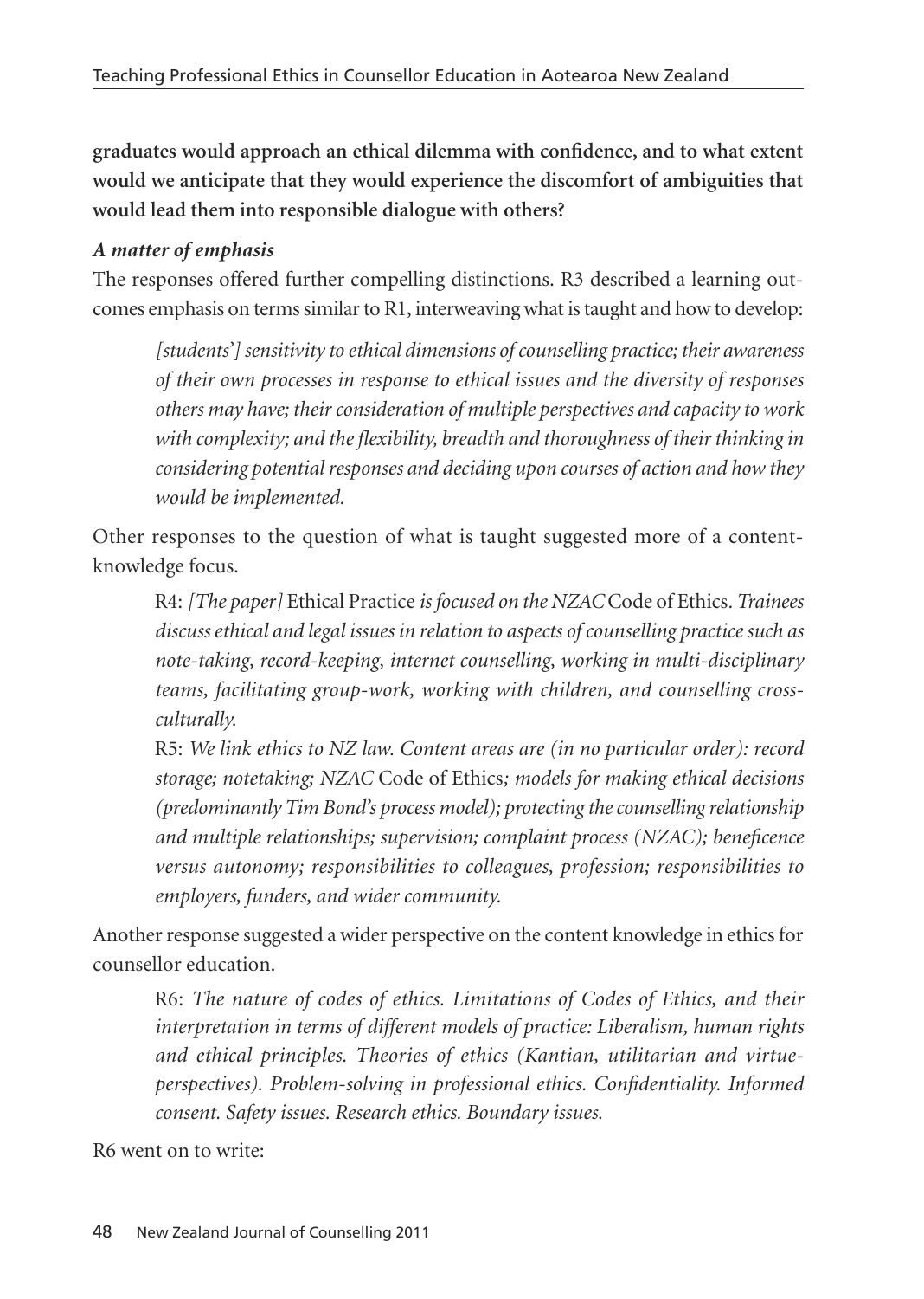**graduates would approach an ethical dilemma with confidence, and to what extent would we anticipate that they would experience the discomfort of ambiguities that would lead them into responsible dialogue with others?**

***A matter of emphasis***

The responses offered further compelling distinctions. R3 described a learning outcomes emphasis on terms similar to R1, interweaving what is taught and how to develop:

> *[students'] sensitivity to ethical dimensions of counselling practice; their awareness of their own processes in response to ethical issues and the diversity of responses others may have; their consideration of multiple perspectives and capacity to work with complexity; and the flexibility, breadth and thoroughness of their thinking in considering potential responses and deciding upon courses of action and how they would be implemented.*

Other responses to the question of what is taught suggested more of a content-knowledge focus.

> R4: *[The paper]* Ethical Practice *is focused on the NZAC* Code of Ethics. *Trainees discuss ethical and legal issues in relation to aspects of counselling practice such as note-taking, record-keeping, internet counselling, working in multi-disciplinary teams, facilitating group-work, working with children, and counselling cross-culturally.*
>
> R5: *We link ethics to NZ law. Content areas are (in no particular order): record storage; notetaking; NZAC* Code of Ethics*; models for making ethical decisions (predominantly Tim Bond's process model); protecting the counselling relationship and multiple relationships; supervision; complaint process (NZAC); beneficence versus autonomy; responsibilities to colleagues, profession; responsibilities to employers, funders, and wider community.*

Another response suggested a wider perspective on the content knowledge in ethics for counsellor education.

> R6: *The nature of codes of ethics. Limitations of Codes of Ethics, and their interpretation in terms of different models of practice: Liberalism, human rights and ethical principles. Theories of ethics (Kantian, utilitarian and virtue-perspectives). Problem-solving in professional ethics. Confidentiality. Informed consent. Safety issues. Research ethics. Boundary issues.*

R6 went on to write: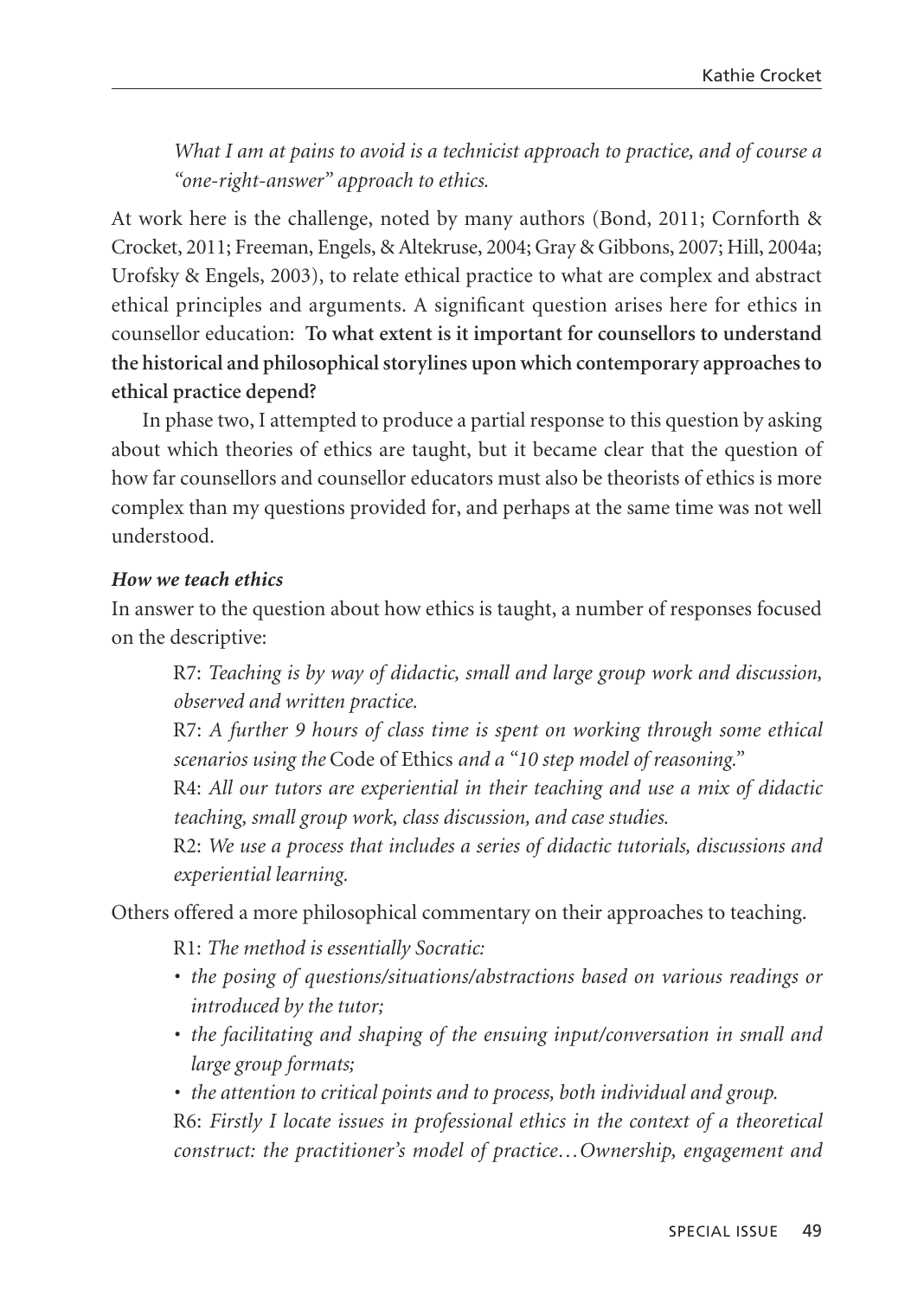*What I am at pains to avoid is a technicist approach to practice, and of course a "one-right-answer" approach to ethics.*

At work here is the challenge, noted by many authors (Bond, 2011; Cornforth & Crocket, 2011; Freeman, Engels, & Altekruse, 2004; Gray & Gibbons, 2007; Hill, 2004a; Urofsky & Engels, 2003), to relate ethical practice to what are complex and abstract ethical principles and arguments. A significant question arises here for ethics in counsellor education: **To what extent is it important for counsellors to understand the historical and philosophical storylines upon which contemporary approaches to ethical practice depend?**

In phase two, I attempted to produce a partial response to this question by asking about which theories of ethics are taught, but it became clear that the question of how far counsellors and counsellor educators must also be theorists of ethics is more complex than my questions provided for, and perhaps at the same time was not well understood.

***How we teach ethics***

In answer to the question about how ethics is taught, a number of responses focused on the descriptive:

> R7: *Teaching is by way of didactic, small and large group work and discussion, observed and written practice.*
>
> R7: *A further 9 hours of class time is spent on working through some ethical scenarios using the* Code of Ethics *and a "10 step model of reasoning."*
>
> R4: *All our tutors are experiential in their teaching and use a mix of didactic teaching, small group work, class discussion, and case studies.*
>
> R2: *We use a process that includes a series of didactic tutorials, discussions and experiential learning.*

Others offered a more philosophical commentary on their approaches to teaching.

> R1: *The method is essentially Socratic:*
>
> - *the posing of questions/situations/abstractions based on various readings or introduced by the tutor;*
> - *the facilitating and shaping of the ensuing input/conversation in small and large group formats;*
> - *the attention to critical points and to process, both individual and group.*
>
> R6: *Firstly I locate issues in professional ethics in the context of a theoretical construct: the practitioner's model of practice…Ownership, engagement and*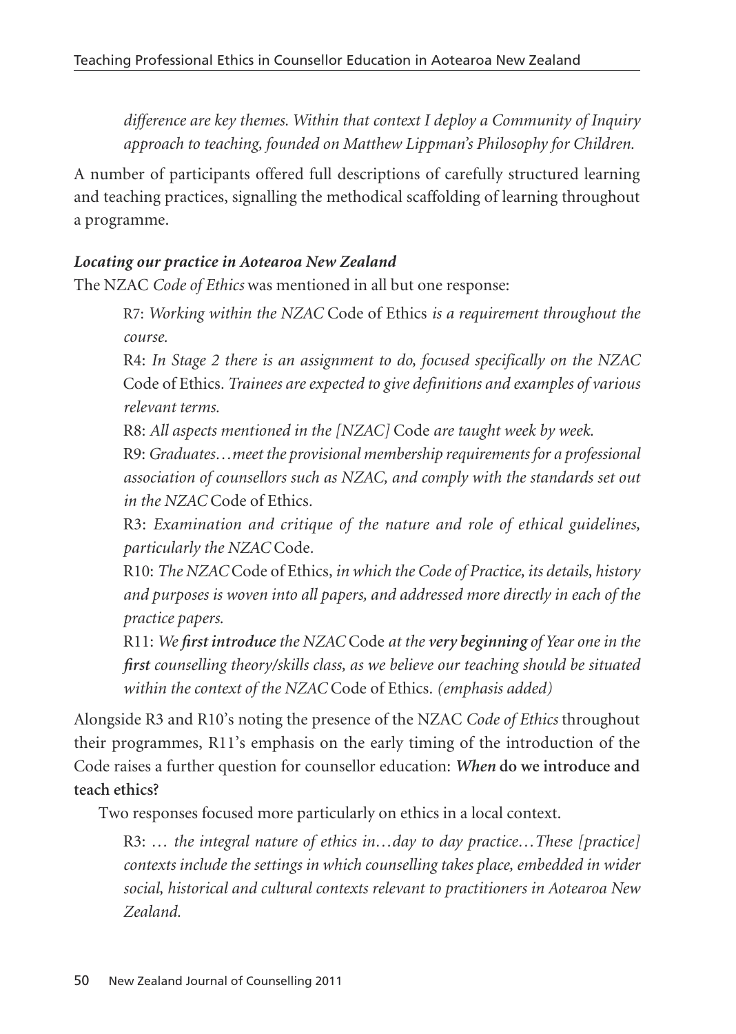*difference are key themes. Within that context I deploy a Community of Inquiry approach to teaching, founded on Matthew Lippman's Philosophy for Children.*

A number of participants offered full descriptions of carefully structured learning and teaching practices, signalling the methodical scaffolding of learning throughout a programme.

***Locating our practice in Aotearoa New Zealand***

The NZAC *Code of Ethics* was mentioned in all but one response:

> R7: *Working within the NZAC* Code of Ethics *is a requirement throughout the course.*
>
> R4: *In Stage 2 there is an assignment to do, focused specifically on the NZAC* Code of Ethics. *Trainees are expected to give definitions and examples of various relevant terms.*
>
> R8: *All aspects mentioned in the [NZAC]* Code *are taught week by week.*
>
> R9: *Graduates…meet the provisional membership requirements for a professional association of counsellors such as NZAC, and comply with the standards set out in the NZAC* Code of Ethics.
>
> R3: *Examination and critique of the nature and role of ethical guidelines, particularly the NZAC* Code.
>
> R10: *The NZAC* Code of Ethics, *in which the Code of Practice, its details, history and purposes is woven into all papers, and addressed more directly in each of the practice papers.*
>
> R11: *We **first introduce** the NZAC* Code *at the **very beginning** of Year one in the **first** counselling theory/skills class, as we believe our teaching should be situated within the context of the NZAC* Code of Ethics. *(emphasis added)*

Alongside R3 and R10's noting the presence of the NZAC *Code of Ethics* throughout their programmes, R11's emphasis on the early timing of the introduction of the Code raises a further question for counsellor education: ***When* do we introduce and teach ethics?**

Two responses focused more particularly on ethics in a local context.

> R3: *… the integral nature of ethics in…day to day practice…These [practice] contexts include the settings in which counselling takes place, embedded in wider social, historical and cultural contexts relevant to practitioners in Aotearoa New Zealand.*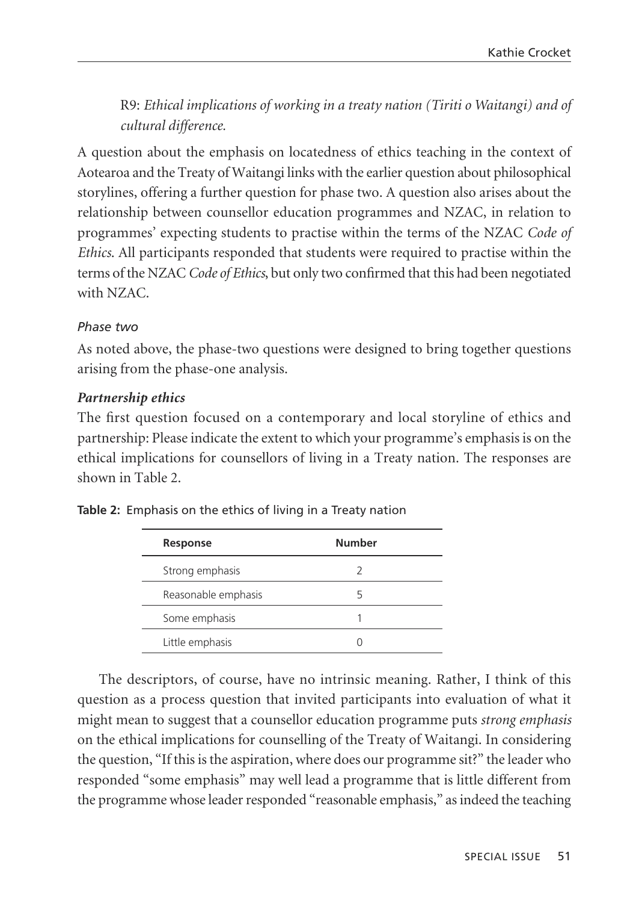R9: *Ethical implications of working in a treaty nation (Tiriti o Waitangi) and of cultural difference.*

A question about the emphasis on locatedness of ethics teaching in the context of Aotearoa and the Treaty of Waitangi links with the earlier question about philosophical storylines, offering a further question for phase two. A question also arises about the relationship between counsellor education programmes and NZAC, in relation to programmes' expecting students to practise within the terms of the NZAC *Code of Ethics*. All participants responded that students were required to practise within the terms of the NZAC *Code of Ethics*, but only two confirmed that this had been negotiated with NZAC.

*Phase two*

As noted above, the phase-two questions were designed to bring together questions arising from the phase-one analysis.

***Partnership ethics***

The first question focused on a contemporary and local storyline of ethics and partnership: Please indicate the extent to which your programme's emphasis is on the ethical implications for counsellors of living in a Treaty nation. The responses are shown in Table 2.

**Table 2:** Emphasis on the ethics of living in a Treaty nation

| Response | Number |
|---|---|
| Strong emphasis | 2 |
| Reasonable emphasis | 5 |
| Some emphasis | 1 |
| Little emphasis | 0 |

The descriptors, of course, have no intrinsic meaning. Rather, I think of this question as a process question that invited participants into evaluation of what it might mean to suggest that a counsellor education programme puts *strong emphasis* on the ethical implications for counselling of the Treaty of Waitangi. In considering the question, "If this is the aspiration, where does our programme sit?" the leader who responded "some emphasis" may well lead a programme that is little different from the programme whose leader responded "reasonable emphasis," as indeed the teaching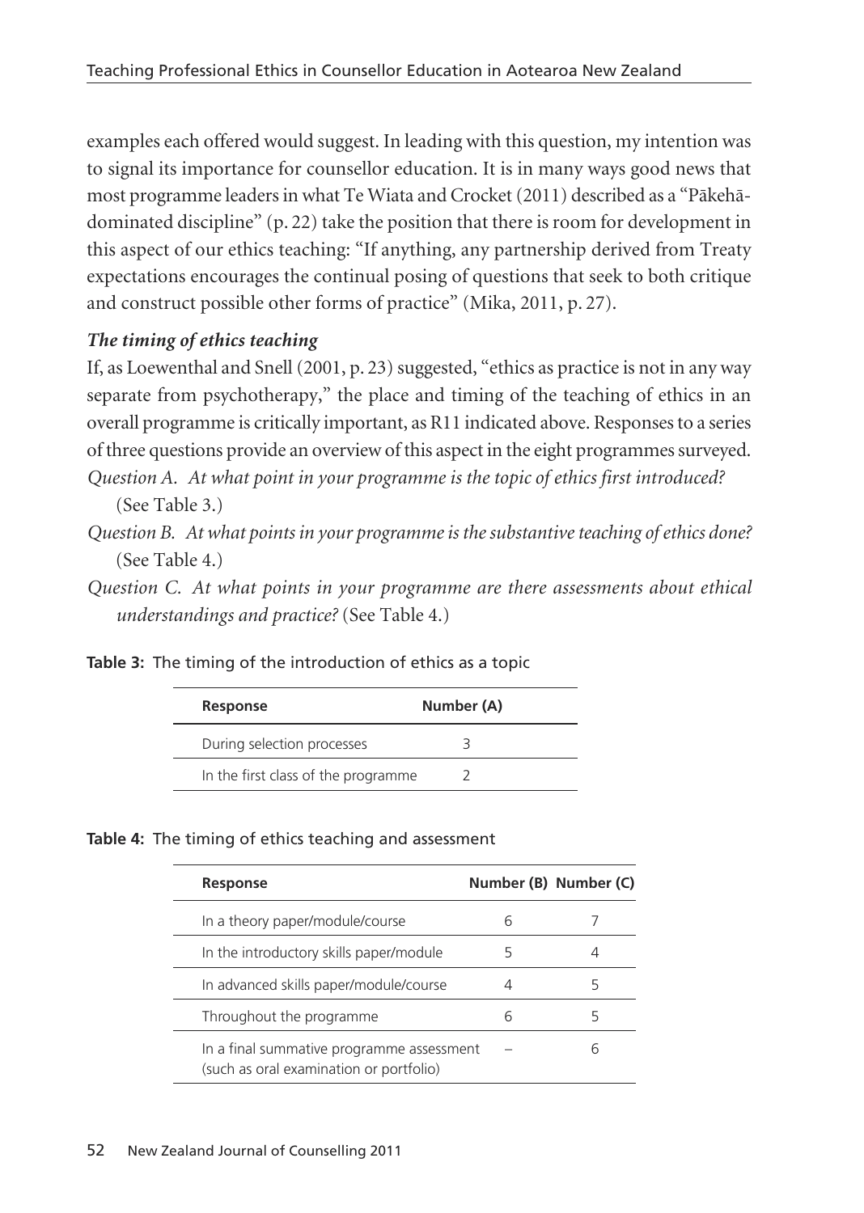examples each offered would suggest. In leading with this question, my intention was to signal its importance for counsellor education. It is in many ways good news that most programme leaders in what Te Wiata and Crocket (2011) described as a "Pākehā-dominated discipline" (p. 22) take the position that there is room for development in this aspect of our ethics teaching: "If anything, any partnership derived from Treaty expectations encourages the continual posing of questions that seek to both critique and construct possible other forms of practice" (Mika, 2011, p. 27).

### *The timing of ethics teaching*

If, as Loewenthal and Snell (2001, p. 23) suggested, "ethics as practice is not in any way separate from psychotherapy," the place and timing of the teaching of ethics in an overall programme is critically important, as R11 indicated above. Responses to a series of three questions provide an overview of this aspect in the eight programmes surveyed.

*Question A. At what point in your programme is the topic of ethics first introduced?* (See Table 3.)

*Question B. At what points in your programme is the substantive teaching of ethics done?* (See Table 4.)

*Question C. At what points in your programme are there assessments about ethical understandings and practice?* (See Table 4.)

**Table 3:** The timing of the introduction of ethics as a topic

| Response | Number (A) |
|---|---|
| During selection processes | 3 |
| In the first class of the programme | 2 |

**Table 4:** The timing of ethics teaching and assessment

| Response | Number (B) | Number (C) |
|---|---|---|
| In a theory paper/module/course | 6 | 7 |
| In the introductory skills paper/module | 5 | 4 |
| In advanced skills paper/module/course | 4 | 5 |
| Throughout the programme | 6 | 5 |
| In a final summative programme assessment (such as oral examination or portfolio) | – | 6 |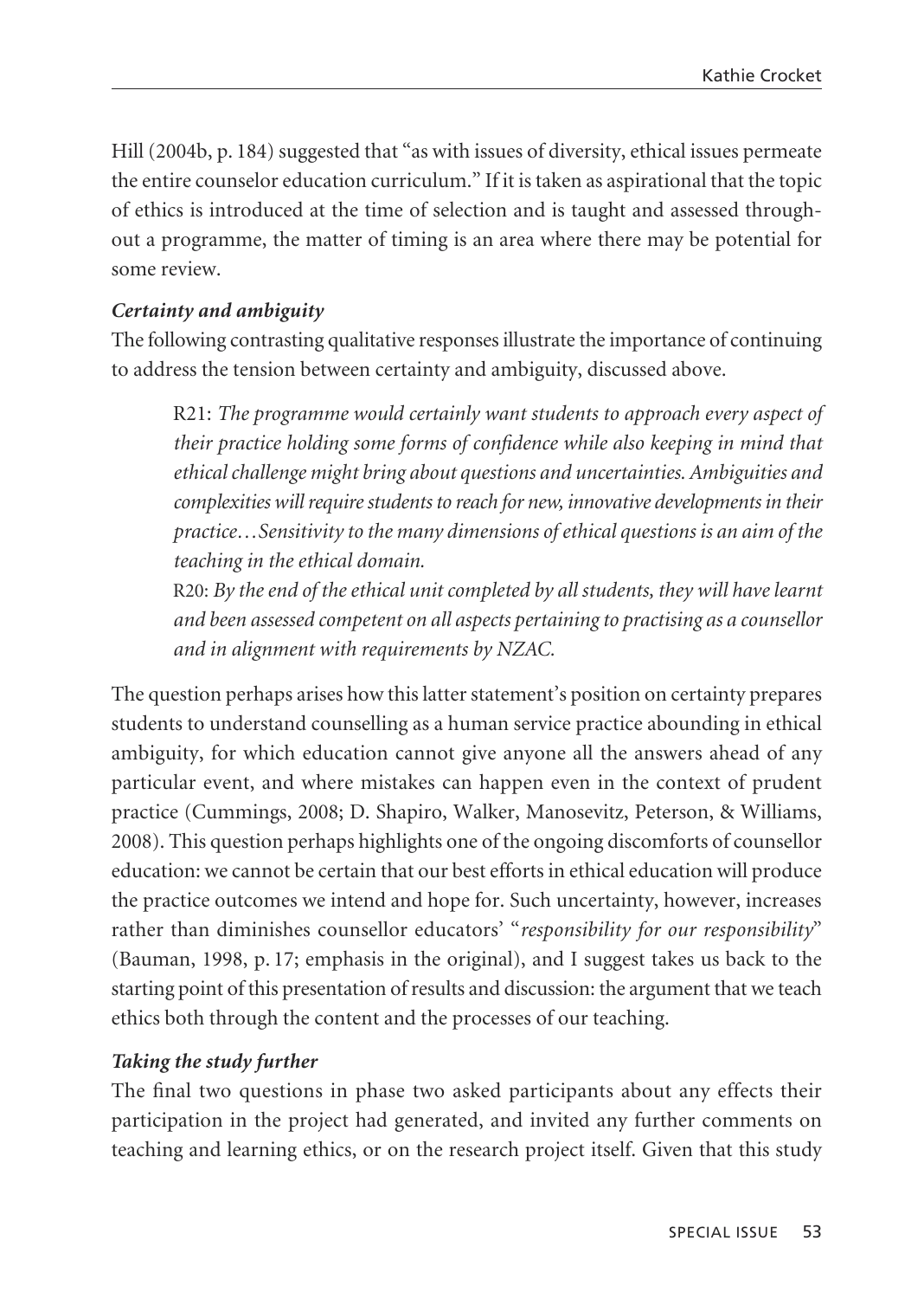Hill (2004b, p. 184) suggested that "as with issues of diversity, ethical issues permeate the entire counselor education curriculum." If it is taken as aspirational that the topic of ethics is introduced at the time of selection and is taught and assessed throughout a programme, the matter of timing is an area where there may be potential for some review.

### *Certainty and ambiguity*

The following contrasting qualitative responses illustrate the importance of continuing to address the tension between certainty and ambiguity, discussed above.

> R21: *The programme would certainly want students to approach every aspect of their practice holding some forms of confidence while also keeping in mind that ethical challenge might bring about questions and uncertainties. Ambiguities and complexities will require students to reach for new, innovative developments in their practice…Sensitivity to the many dimensions of ethical questions is an aim of the teaching in the ethical domain.*
>
> R20: *By the end of the ethical unit completed by all students, they will have learnt and been assessed competent on all aspects pertaining to practising as a counsellor and in alignment with requirements by NZAC.*

The question perhaps arises how this latter statement's position on certainty prepares students to understand counselling as a human service practice abounding in ethical ambiguity, for which education cannot give anyone all the answers ahead of any particular event, and where mistakes can happen even in the context of prudent practice (Cummings, 2008; D. Shapiro, Walker, Manosevitz, Peterson, & Williams, 2008). This question perhaps highlights one of the ongoing discomforts of counsellor education: we cannot be certain that our best efforts in ethical education will produce the practice outcomes we intend and hope for. Such uncertainty, however, increases rather than diminishes counsellor educators' "*responsibility for our responsibility*" (Bauman, 1998, p. 17; emphasis in the original), and I suggest takes us back to the starting point of this presentation of results and discussion: the argument that we teach ethics both through the content and the processes of our teaching.

### *Taking the study further*

The final two questions in phase two asked participants about any effects their participation in the project had generated, and invited any further comments on teaching and learning ethics, or on the research project itself. Given that this study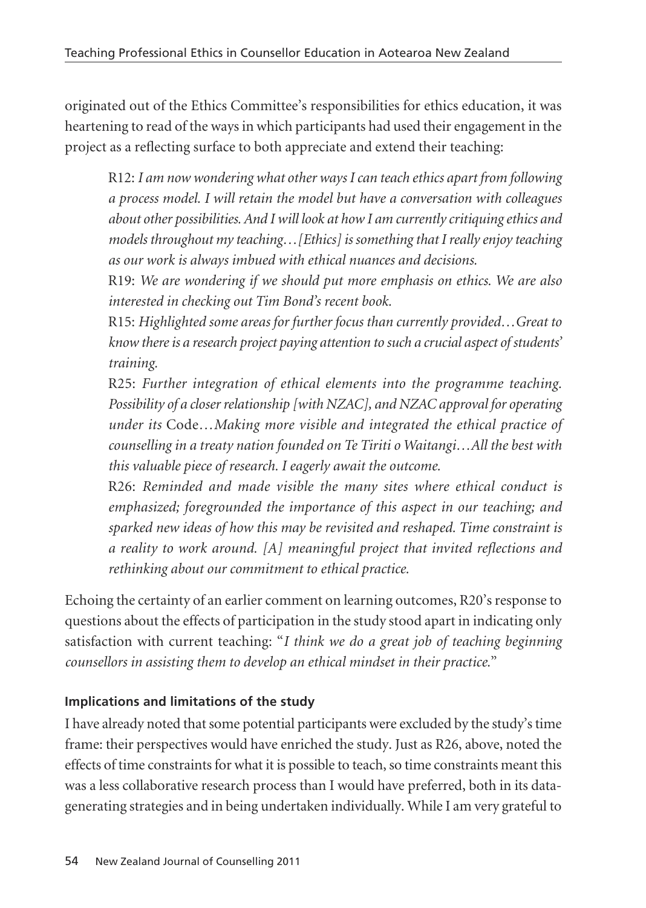originated out of the Ethics Committee's responsibilities for ethics education, it was heartening to read of the ways in which participants had used their engagement in the project as a reflecting surface to both appreciate and extend their teaching:

> R12: *I am now wondering what other ways I can teach ethics apart from following a process model. I will retain the model but have a conversation with colleagues about other possibilities. And I will look at how I am currently critiquing ethics and models throughout my teaching…[Ethics] is something that I really enjoy teaching as our work is always imbued with ethical nuances and decisions.*
>
> R19: *We are wondering if we should put more emphasis on ethics. We are also interested in checking out Tim Bond's recent book.*
>
> R15: *Highlighted some areas for further focus than currently provided…Great to know there is a research project paying attention to such a crucial aspect of students' training.*
>
> R25: *Further integration of ethical elements into the programme teaching. Possibility of a closer relationship [with NZAC], and NZAC approval for operating under its* Code*…Making more visible and integrated the ethical practice of counselling in a treaty nation founded on Te Tiriti o Waitangi…All the best with this valuable piece of research. I eagerly await the outcome.*
>
> R26: *Reminded and made visible the many sites where ethical conduct is emphasized; foregrounded the importance of this aspect in our teaching; and sparked new ideas of how this may be revisited and reshaped. Time constraint is a reality to work around. [A] meaningful project that invited reflections and rethinking about our commitment to ethical practice.*

Echoing the certainty of an earlier comment on learning outcomes, R20's response to questions about the effects of participation in the study stood apart in indicating only satisfaction with current teaching: "*I think we do a great job of teaching beginning counsellors in assisting them to develop an ethical mindset in their practice.*"

### Implications and limitations of the study

I have already noted that some potential participants were excluded by the study's time frame: their perspectives would have enriched the study. Just as R26, above, noted the effects of time constraints for what it is possible to teach, so time constraints meant this was a less collaborative research process than I would have preferred, both in its data-generating strategies and in being undertaken individually. While I am very grateful to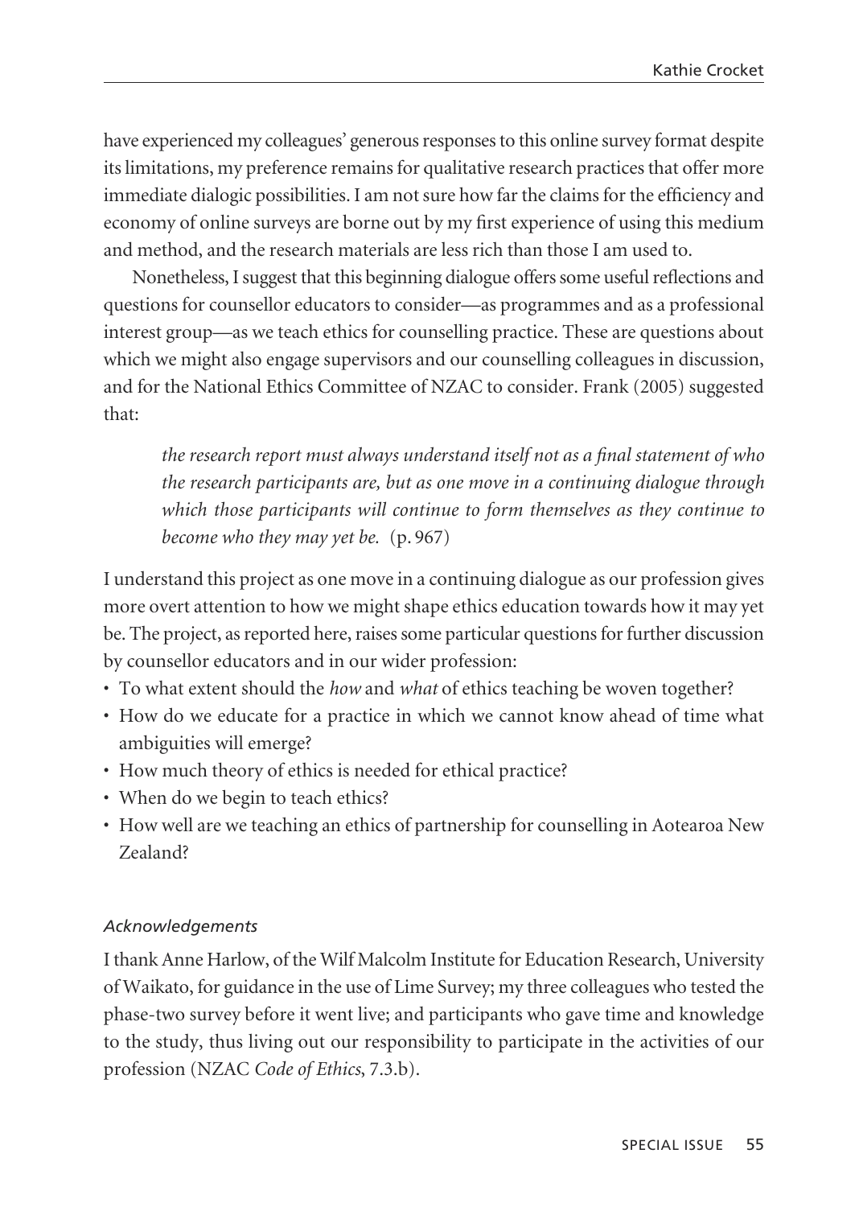have experienced my colleagues' generous responses to this online survey format despite its limitations, my preference remains for qualitative research practices that offer more immediate dialogic possibilities. I am not sure how far the claims for the efficiency and economy of online surveys are borne out by my first experience of using this medium and method, and the research materials are less rich than those I am used to.

Nonetheless, I suggest that this beginning dialogue offers some useful reflections and questions for counsellor educators to consider—as programmes and as a professional interest group—as we teach ethics for counselling practice. These are questions about which we might also engage supervisors and our counselling colleagues in discussion, and for the National Ethics Committee of NZAC to consider. Frank (2005) suggested that:

> *the research report must always understand itself not as a final statement of who the research participants are, but as one move in a continuing dialogue through which those participants will continue to form themselves as they continue to become who they may yet be.* (p. 967)

I understand this project as one move in a continuing dialogue as our profession gives more overt attention to how we might shape ethics education towards how it may yet be. The project, as reported here, raises some particular questions for further discussion by counsellor educators and in our wider profession:

- To what extent should the *how* and *what* of ethics teaching be woven together?
- How do we educate for a practice in which we cannot know ahead of time what ambiguities will emerge?
- How much theory of ethics is needed for ethical practice?
- When do we begin to teach ethics?
- How well are we teaching an ethics of partnership for counselling in Aotearoa New Zealand?

### *Acknowledgements*

I thank Anne Harlow, of the Wilf Malcolm Institute for Education Research, University of Waikato, for guidance in the use of Lime Survey; my three colleagues who tested the phase-two survey before it went live; and participants who gave time and knowledge to the study, thus living out our responsibility to participate in the activities of our profession (NZAC *Code of Ethics*, 7.3.b).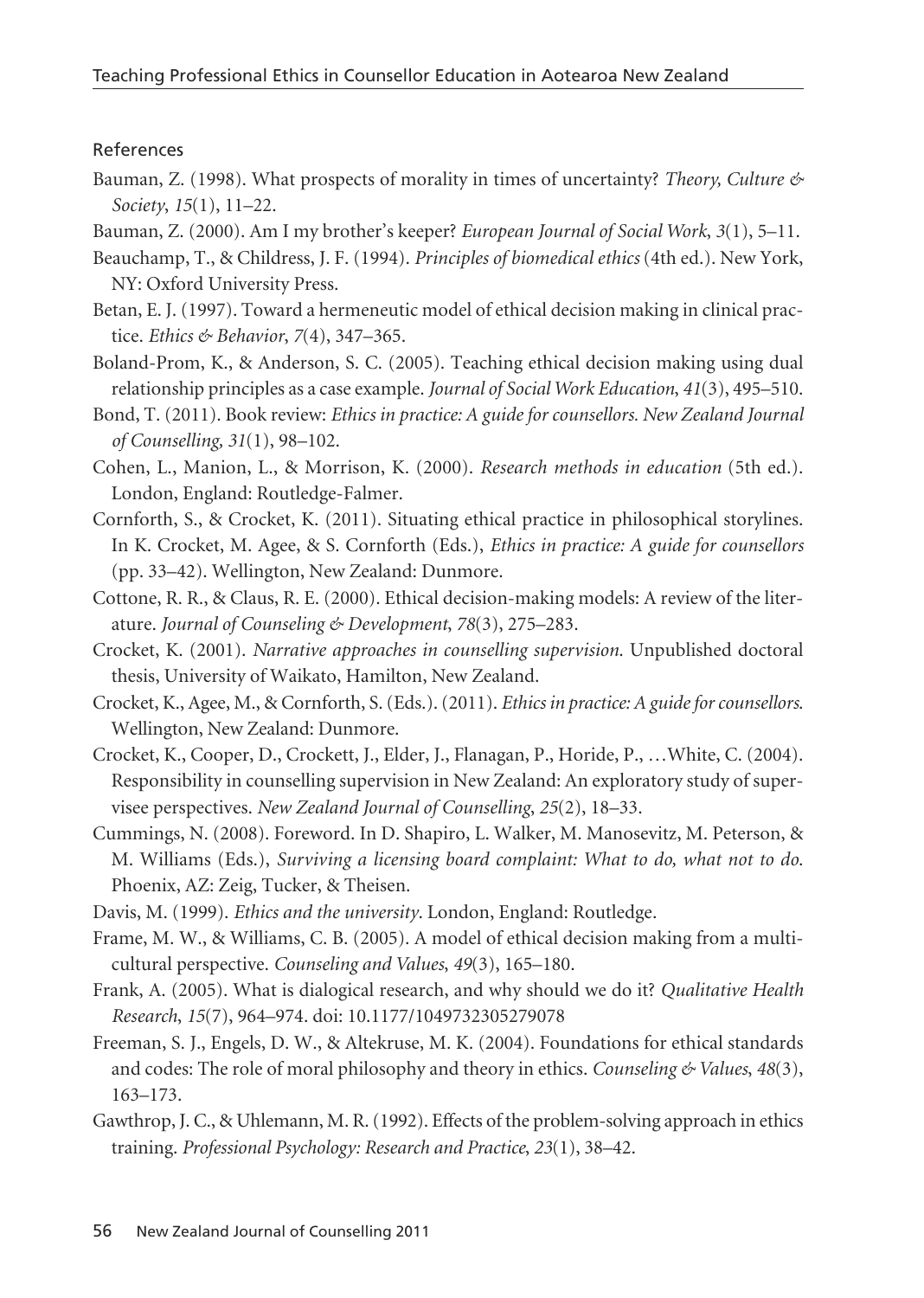## References

Bauman, Z. (1998). What prospects of morality in times of uncertainty? *Theory, Culture & Society*, *15*(1), 11–22.

Bauman, Z. (2000). Am I my brother's keeper? *European Journal of Social Work*, *3*(1), 5–11.

Beauchamp, T., & Childress, J. F. (1994). *Principles of biomedical ethics* (4th ed.). New York, NY: Oxford University Press.

Betan, E. J. (1997). Toward a hermeneutic model of ethical decision making in clinical practice. *Ethics & Behavior*, *7*(4), 347–365.

Boland-Prom, K., & Anderson, S. C. (2005). Teaching ethical decision making using dual relationship principles as a case example. *Journal of Social Work Education*, *41*(3), 495–510.

Bond, T. (2011). Book review: *Ethics in practice: A guide for counsellors. New Zealand Journal of Counselling, 31*(1), 98–102.

Cohen, L., Manion, L., & Morrison, K. (2000). *Research methods in education* (5th ed.). London, England: Routledge-Falmer.

Cornforth, S., & Crocket, K. (2011). Situating ethical practice in philosophical storylines. In K. Crocket, M. Agee, & S. Cornforth (Eds.), *Ethics in practice: A guide for counsellors* (pp. 33–42). Wellington, New Zealand: Dunmore.

Cottone, R. R., & Claus, R. E. (2000). Ethical decision-making models: A review of the literature. *Journal of Counseling & Development*, *78*(3), 275–283.

Crocket, K. (2001). *Narrative approaches in counselling supervision*. Unpublished doctoral thesis, University of Waikato, Hamilton, New Zealand.

Crocket, K., Agee, M., & Cornforth, S. (Eds.). (2011). *Ethics in practice: A guide for counsellors*. Wellington, New Zealand: Dunmore.

Crocket, K., Cooper, D., Crockett, J., Elder, J., Flanagan, P., Horide, P., …White, C. (2004). Responsibility in counselling supervision in New Zealand: An exploratory study of supervisee perspectives. *New Zealand Journal of Counselling*, *25*(2), 18–33.

Cummings, N. (2008). Foreword. In D. Shapiro, L. Walker, M. Manosevitz, M. Peterson, & M. Williams (Eds.), *Surviving a licensing board complaint: What to do, what not to do*. Phoenix, AZ: Zeig, Tucker, & Theisen.

Davis, M. (1999). *Ethics and the university*. London, England: Routledge.

Frame, M. W., & Williams, C. B. (2005). A model of ethical decision making from a multicultural perspective. *Counseling and Values*, *49*(3), 165–180.

Frank, A. (2005). What is dialogical research, and why should we do it? *Qualitative Health Research*, *15*(7), 964–974. doi: 10.1177/1049732305279078

Freeman, S. J., Engels, D. W., & Altekruse, M. K. (2004). Foundations for ethical standards and codes: The role of moral philosophy and theory in ethics. *Counseling & Values*, *48*(3), 163–173.

Gawthrop, J. C., & Uhlemann, M. R. (1992). Effects of the problem-solving approach in ethics training. *Professional Psychology: Research and Practice*, *23*(1), 38–42.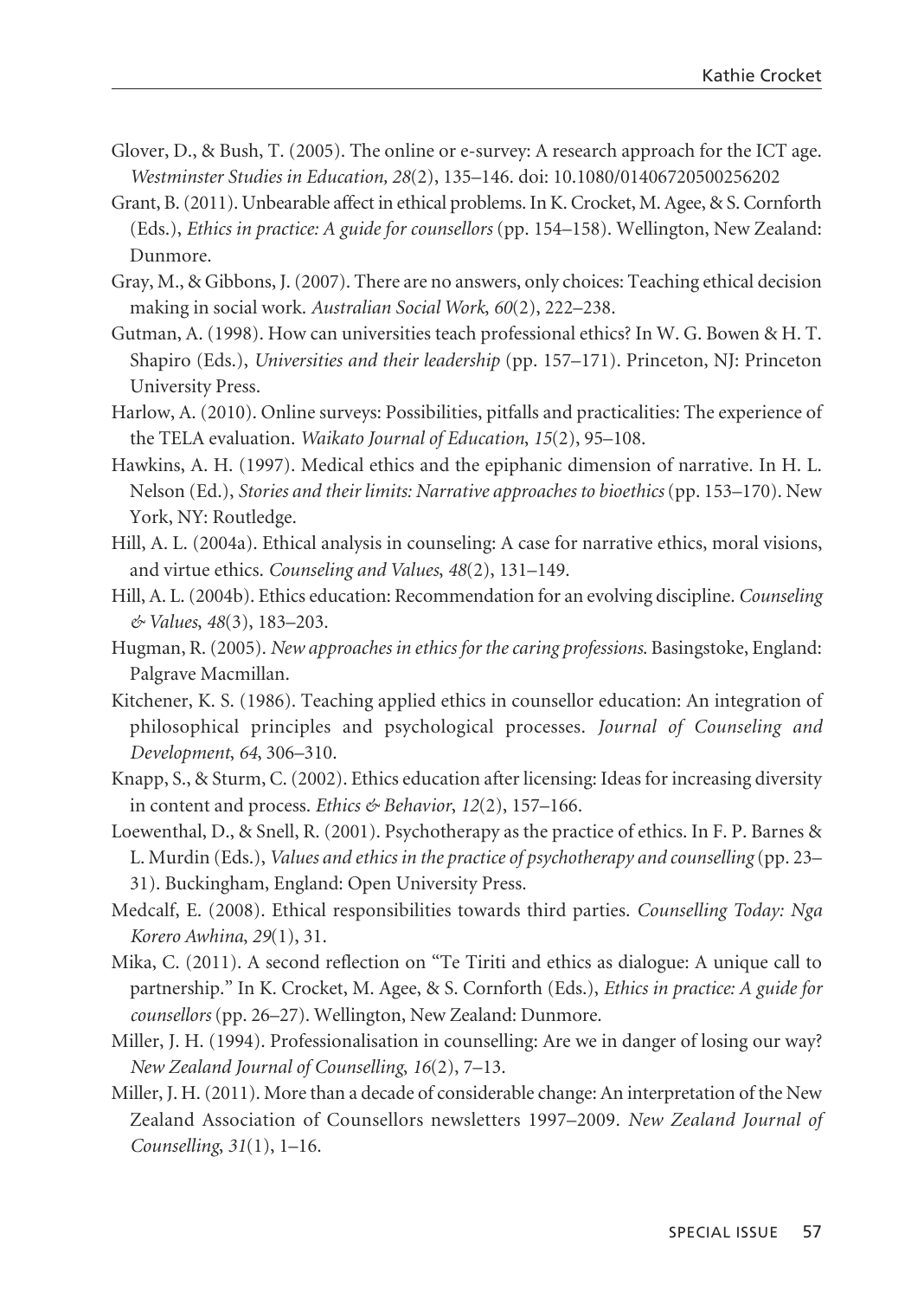Glover, D., & Bush, T. (2005). The online or e-survey: A research approach for the ICT age. *Westminster Studies in Education, 28*(2), 135–146. doi: 10.1080/01406720500256202

Grant, B. (2011). Unbearable affect in ethical problems. In K. Crocket, M. Agee, & S. Cornforth (Eds.), *Ethics in practice: A guide for counsellors* (pp. 154–158). Wellington, New Zealand: Dunmore.

Gray, M., & Gibbons, J. (2007). There are no answers, only choices: Teaching ethical decision making in social work. *Australian Social Work*, *60*(2), 222–238.

Gutman, A. (1998). How can universities teach professional ethics? In W. G. Bowen & H. T. Shapiro (Eds.), *Universities and their leadership* (pp. 157–171). Princeton, NJ: Princeton University Press.

Harlow, A. (2010). Online surveys: Possibilities, pitfalls and practicalities: The experience of the TELA evaluation. *Waikato Journal of Education*, *15*(2), 95–108.

Hawkins, A. H. (1997). Medical ethics and the epiphanic dimension of narrative. In H. L. Nelson (Ed.), *Stories and their limits: Narrative approaches to bioethics* (pp. 153–170). New York, NY: Routledge.

Hill, A. L. (2004a). Ethical analysis in counseling: A case for narrative ethics, moral visions, and virtue ethics. *Counseling and Values*, *48*(2), 131–149.

Hill, A. L. (2004b). Ethics education: Recommendation for an evolving discipline. *Counseling & Values*, *48*(3), 183–203.

Hugman, R. (2005). *New approaches in ethics for the caring professions*. Basingstoke, England: Palgrave Macmillan.

Kitchener, K. S. (1986). Teaching applied ethics in counsellor education: An integration of philosophical principles and psychological processes. *Journal of Counseling and Development*, *64*, 306–310.

Knapp, S., & Sturm, C. (2002). Ethics education after licensing: Ideas for increasing diversity in content and process. *Ethics & Behavior*, *12*(2), 157–166.

Loewenthal, D., & Snell, R. (2001). Psychotherapy as the practice of ethics. In F. P. Barnes & L. Murdin (Eds.), *Values and ethics in the practice of psychotherapy and counselling* (pp. 23–31). Buckingham, England: Open University Press.

Medcalf, E. (2008). Ethical responsibilities towards third parties. *Counselling Today: Nga Korero Awhina*, *29*(1), 31.

Mika, C. (2011). A second reflection on "Te Tiriti and ethics as dialogue: A unique call to partnership." In K. Crocket, M. Agee, & S. Cornforth (Eds.), *Ethics in practice: A guide for counsellors* (pp. 26–27). Wellington, New Zealand: Dunmore.

Miller, J. H. (1994). Professionalisation in counselling: Are we in danger of losing our way? *New Zealand Journal of Counselling*, *16*(2), 7–13.

Miller, J. H. (2011). More than a decade of considerable change: An interpretation of the New Zealand Association of Counsellors newsletters 1997–2009. *New Zealand Journal of Counselling*, *31*(1), 1–16.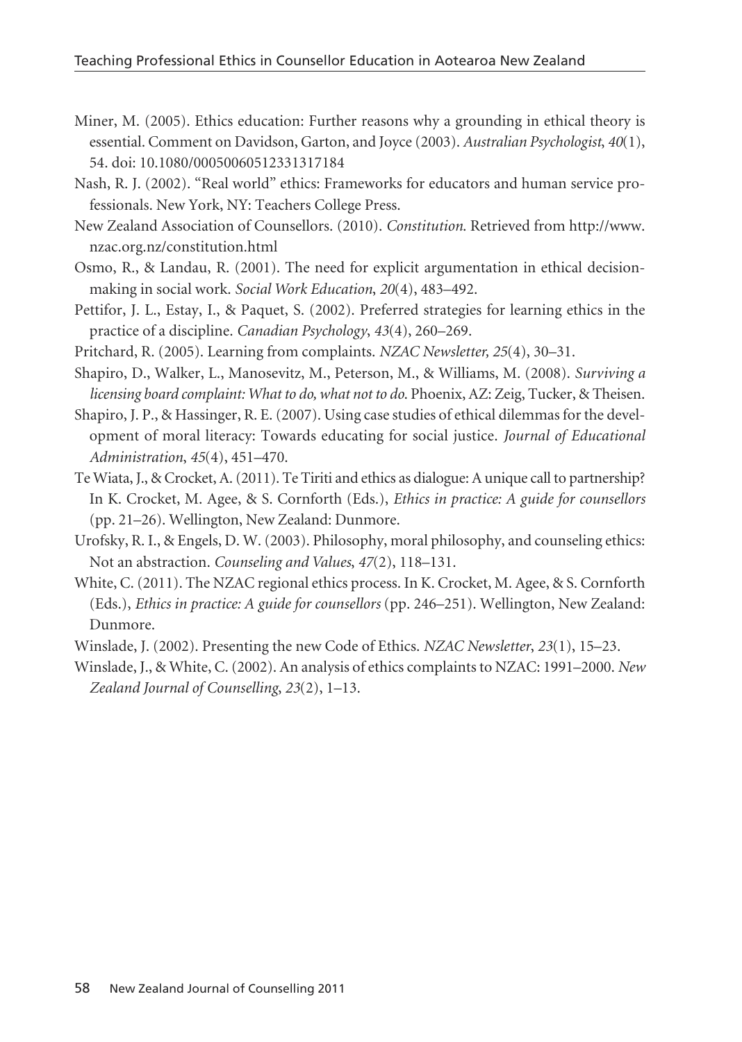Miner, M. (2005). Ethics education: Further reasons why a grounding in ethical theory is essential. Comment on Davidson, Garton, and Joyce (2003). *Australian Psychologist*, *40*(1), 54. doi: 10.1080/00050060512331317184

Nash, R. J. (2002). "Real world" ethics: Frameworks for educators and human service professionals. New York, NY: Teachers College Press.

New Zealand Association of Counsellors. (2010). *Constitution*. Retrieved from http://www.nzac.org.nz/constitution.html

Osmo, R., & Landau, R. (2001). The need for explicit argumentation in ethical decision-making in social work. *Social Work Education*, *20*(4), 483–492.

Pettifor, J. L., Estay, I., & Paquet, S. (2002). Preferred strategies for learning ethics in the practice of a discipline. *Canadian Psychology*, *43*(4), 260–269.

Pritchard, R. (2005). Learning from complaints. *NZAC Newsletter, 25*(4), 30–31.

Shapiro, D., Walker, L., Manosevitz, M., Peterson, M., & Williams, M. (2008). *Surviving a licensing board complaint: What to do, what not to do*. Phoenix, AZ: Zeig, Tucker, & Theisen.

Shapiro, J. P., & Hassinger, R. E. (2007). Using case studies of ethical dilemmas for the development of moral literacy: Towards educating for social justice. *Journal of Educational Administration*, *45*(4), 451–470.

Te Wiata, J., & Crocket, A. (2011). Te Tiriti and ethics as dialogue: A unique call to partnership? In K. Crocket, M. Agee, & S. Cornforth (Eds.), *Ethics in practice: A guide for counsellors* (pp. 21–26). Wellington, New Zealand: Dunmore.

Urofsky, R. I., & Engels, D. W. (2003). Philosophy, moral philosophy, and counseling ethics: Not an abstraction. *Counseling and Values*, *47*(2), 118–131.

White, C. (2011). The NZAC regional ethics process. In K. Crocket, M. Agee, & S. Cornforth (Eds.), *Ethics in practice: A guide for counsellors* (pp. 246–251). Wellington, New Zealand: Dunmore.

Winslade, J. (2002). Presenting the new Code of Ethics. *NZAC Newsletter*, *23*(1), 15–23.

Winslade, J., & White, C. (2002). An analysis of ethics complaints to NZAC: 1991–2000. *New Zealand Journal of Counselling*, *23*(2), 1–13.